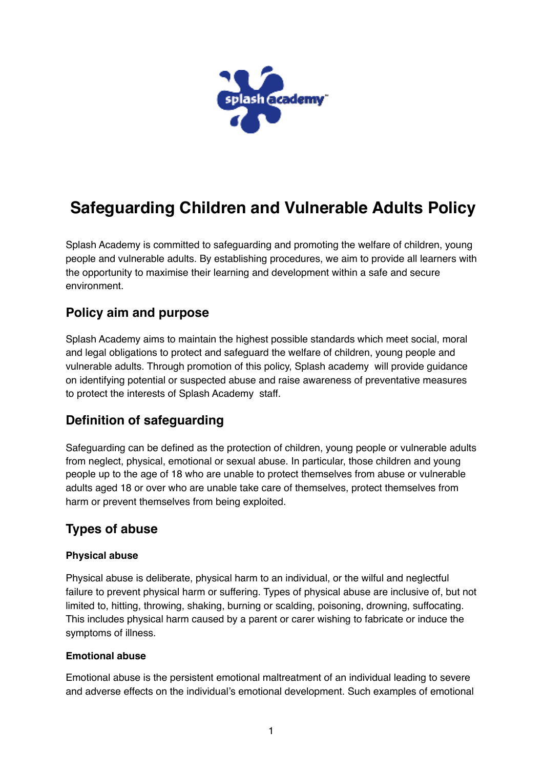# Safeguarding Children and Vulnerable Adults Policy

Splash Academy is committed to safeguarding and promoting the welfare of children, young people and vulnerable adults. By establishing procedures, we aim to provide all learners with the opportunity to maximise their learning and development within a safe and secure environment.

## Policy aim and purpose

Splash Academy aims to maintain the highest possible standards which meet social, moral and legal obligations to protect and safeguard the welfare of children, young people and vulnerable adults. Through promotion of this policy, Splash academy will provide guidance on identifying potential or suspected abuse and raise awareness of preventative measures to protect the interests of Splash Academy staff.

## Definition of safeguarding

Safeguarding can be defined as the protection of children, young people or vulnerable adults from neglect, physical, emotional or sexual abuse. In particular, those children and young people up to the age of 18 who are unable to protect themselves from abuse or vulnerable adults aged 18 or over who are unable take care of themselves, protect themselves from harm or prevent themselves from being exploited.

## Types of abuse

### Physical abuse

Physical abuse is deliberate, physical harm to an individual, or the wilful and neglectful failure to prevent physical harm or suffering. Types of physical abuse are inclusive of, but not limited to, hitting, throwing, shaking, burning or scalding, poisoning, drowning, suffocating. This includes physical harm caused by a parent or carer wishing to fabricate or induce the symptoms of illness.

### Emotional abuse

Emotional abuse is the persistent emotional maltreatment of an individual leading to severe and adverse effects on the individual's emotional development. Such examples of emotional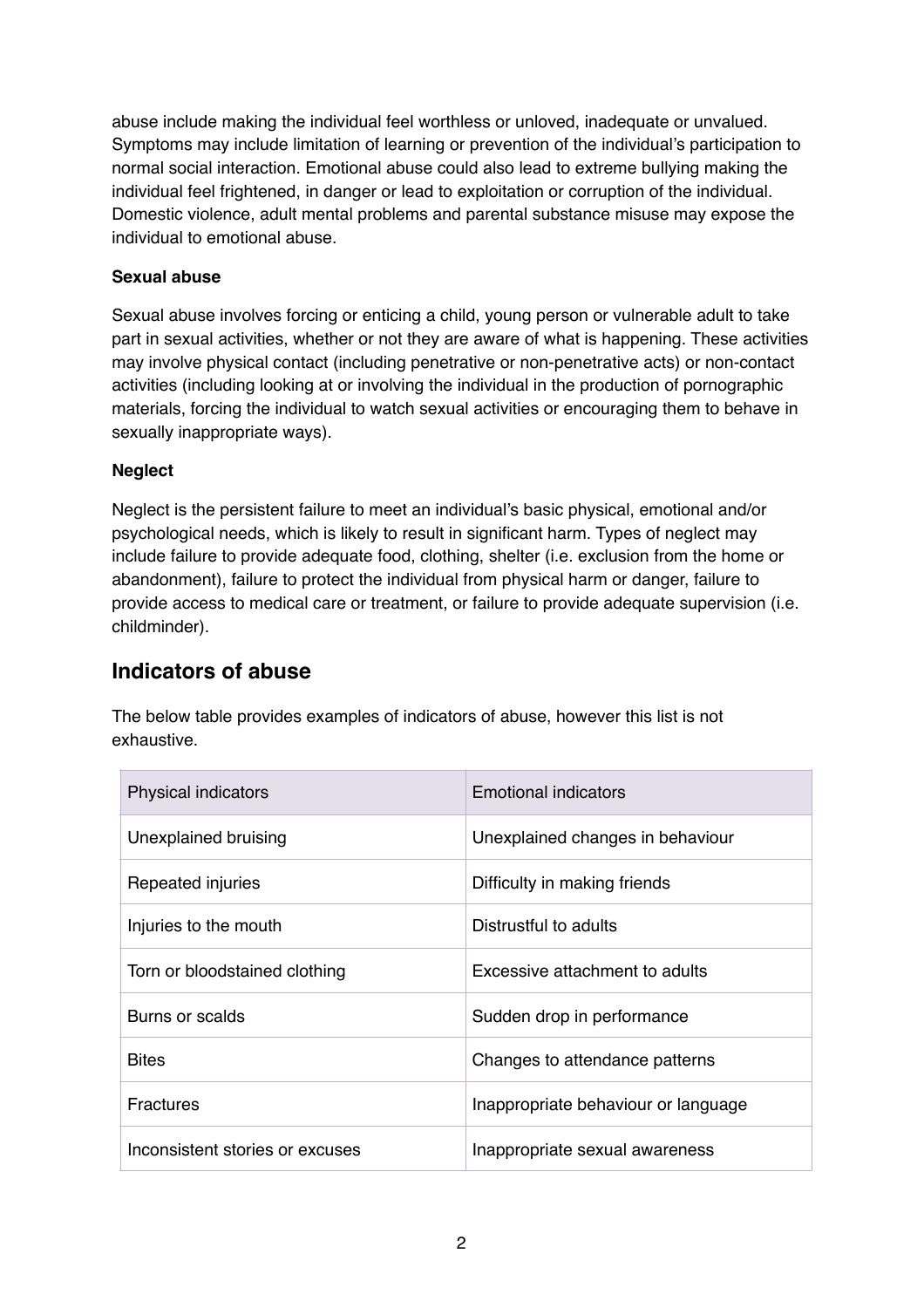abuse include making the individual feel worthless or unloved, inadequate or unvalued. Symptoms may include limitation of learning or prevention of the individual's participation to normal social interaction. Emotional abuse could also lead to extreme bullying making the individual feel frightened, in danger or lead to exploitation or corruption of the individual. Domestic violence, adult mental problems and parental substance misuse may expose the individual to emotional abuse.

**Sexual abuse**

Sexual abuse involves forcing or enticing a child, young person or vulnerable adult to take part in sexual activities, whether or not they are aware of what is happening. These activities may involve physical contact (including penetrative or non-penetrative acts) or non-contact activities (including looking at or involving the individual in the production of pornographic materials, forcing the individual to watch sexual activities or encouraging them to behave in sexually inappropriate ways).

**Neglect**

Neglect is the persistent failure to meet an individual's basic physical, emotional and/or psychological needs, which is likely to result in significant harm. Types of neglect may include failure to provide adequate food, clothing, shelter (i.e. exclusion from the home or abandonment), failure to protect the individual from physical harm or danger, failure to provide access to medical care or treatment, or failure to provide adequate supervision (i.e. childminder).

## Indicators of abuse

The below table provides examples of indicators of abuse, however this list is not exhaustive.

| Physical indicators | Emotional indicators |
|---|---|
| Unexplained bruising | Unexplained changes in behaviour |
| Repeated injuries | Difficulty in making friends |
| Injuries to the mouth | Distrustful to adults |
| Torn or bloodstained clothing | Excessive attachment to adults |
| Burns or scalds | Sudden drop in performance |
| Bites | Changes to attendance patterns |
| Fractures | Inappropriate behaviour or language |
| Inconsistent stories or excuses | Inappropriate sexual awareness |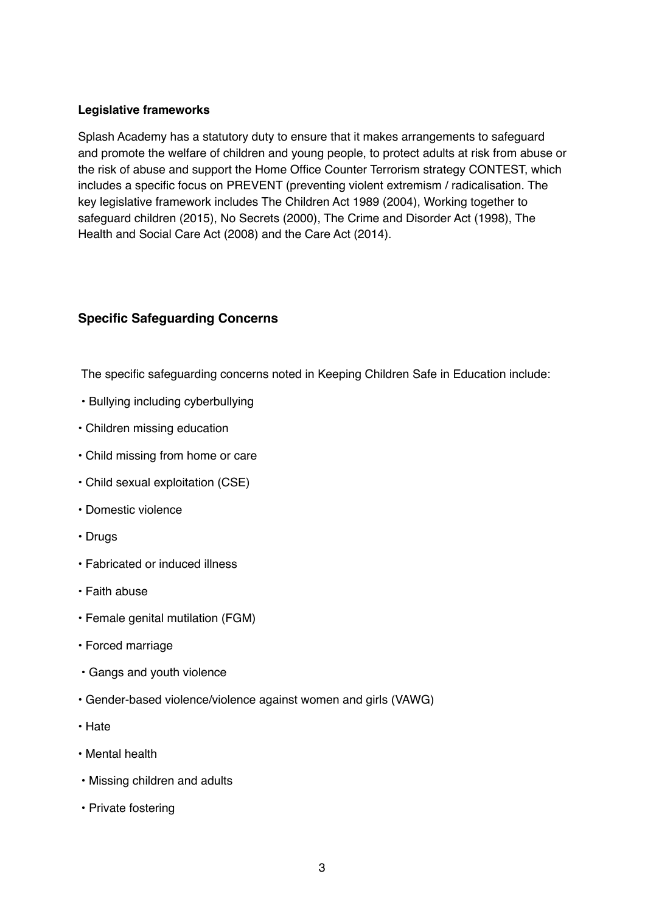**Legislative frameworks**

Splash Academy has a statutory duty to ensure that it makes arrangements to safeguard and promote the welfare of children and young people, to protect adults at risk from abuse or the risk of abuse and support the Home Office Counter Terrorism strategy CONTEST, which includes a specific focus on PREVENT (preventing violent extremism / radicalisation. The key legislative framework includes The Children Act 1989 (2004), Working together to safeguard children (2015), No Secrets (2000), The Crime and Disorder Act (1998), The Health and Social Care Act (2008) and the Care Act (2014).

## Specific Safeguarding Concerns

The specific safeguarding concerns noted in Keeping Children Safe in Education include:

- Bullying including cyberbullying
- Children missing education
- Child missing from home or care
- Child sexual exploitation (CSE)
- Domestic violence
- Drugs
- Fabricated or induced illness
- Faith abuse
- Female genital mutilation (FGM)
- Forced marriage
- Gangs and youth violence
- Gender-based violence/violence against women and girls (VAWG)
- Hate
- Mental health
- Missing children and adults
- Private fostering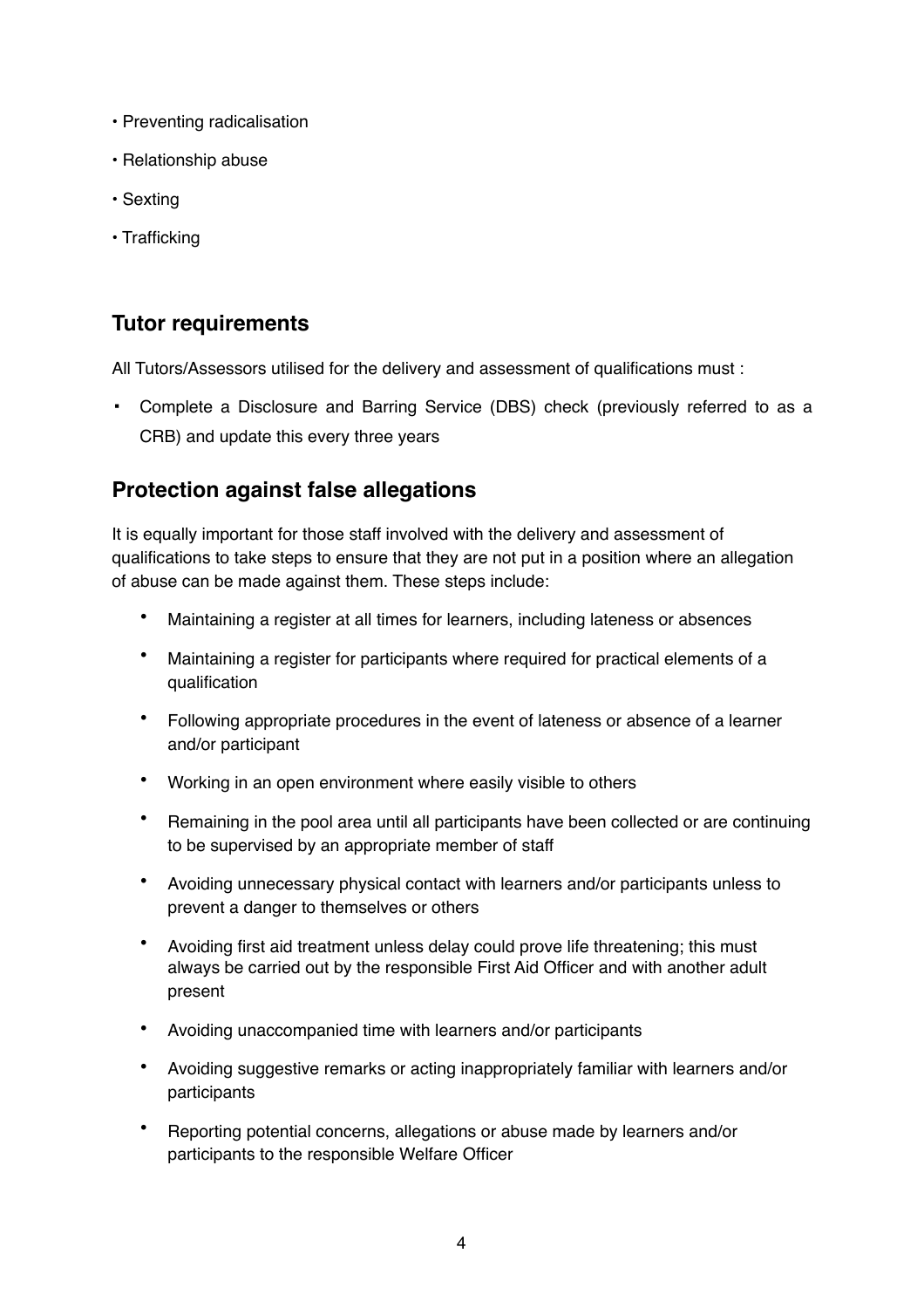- Preventing radicalisation
- Relationship abuse
- Sexting
- Trafficking

## Tutor requirements

All Tutors/Assessors utilised for the delivery and assessment of qualifications must :

- Complete a Disclosure and Barring Service (DBS) check (previously referred to as a CRB) and update this every three years

## Protection against false allegations

It is equally important for those staff involved with the delivery and assessment of qualifications to take steps to ensure that they are not put in a position where an allegation of abuse can be made against them. These steps include:

- Maintaining a register at all times for learners, including lateness or absences
- Maintaining a register for participants where required for practical elements of a qualification
- Following appropriate procedures in the event of lateness or absence of a learner and/or participant
- Working in an open environment where easily visible to others
- Remaining in the pool area until all participants have been collected or are continuing to be supervised by an appropriate member of staff
- Avoiding unnecessary physical contact with learners and/or participants unless to prevent a danger to themselves or others
- Avoiding first aid treatment unless delay could prove life threatening; this must always be carried out by the responsible First Aid Officer and with another adult present
- Avoiding unaccompanied time with learners and/or participants
- Avoiding suggestive remarks or acting inappropriately familiar with learners and/or participants
- Reporting potential concerns, allegations or abuse made by learners and/or participants to the responsible Welfare Officer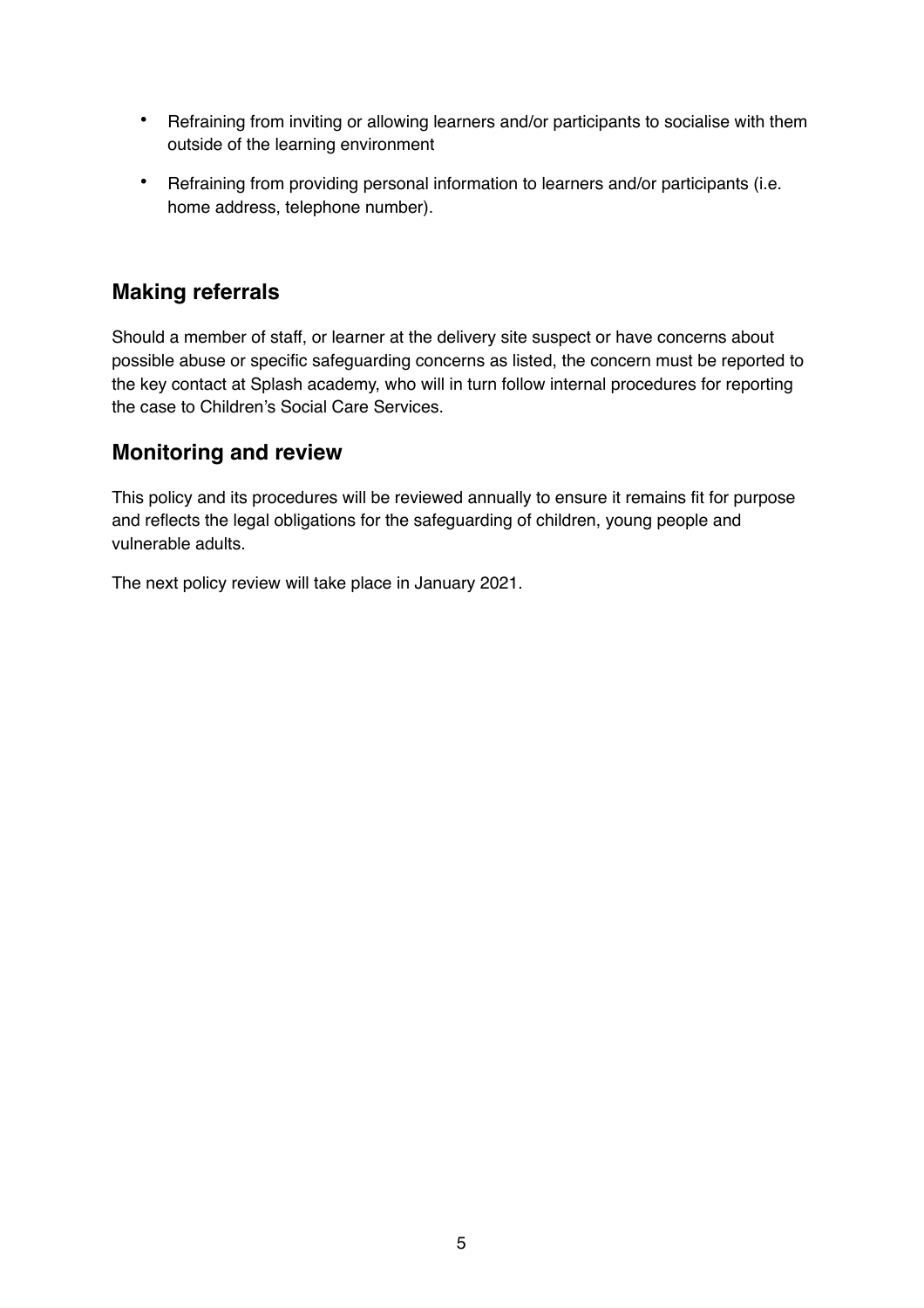- Refraining from inviting or allowing learners and/or participants to socialise with them outside of the learning environment
- Refraining from providing personal information to learners and/or participants (i.e. home address, telephone number).

## Making referrals

Should a member of staff, or learner at the delivery site suspect or have concerns about possible abuse or specific safeguarding concerns as listed, the concern must be reported to the key contact at Splash academy, who will in turn follow internal procedures for reporting the case to Children's Social Care Services.

## Monitoring and review

This policy and its procedures will be reviewed annually to ensure it remains fit for purpose and reflects the legal obligations for the safeguarding of children, young people and vulnerable adults.

The next policy review will take place in January 2021.